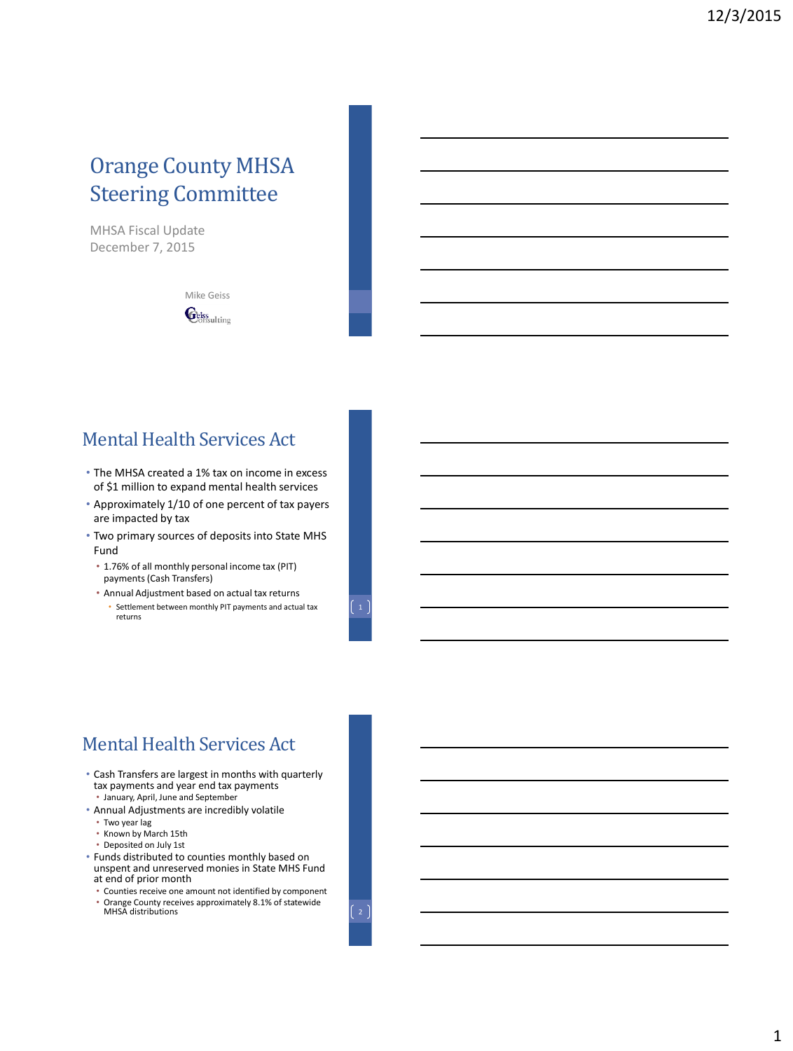# Orange County MHSA Steering Committee

MHSA Fiscal Update
December 7, 2015

Mike Geiss
Geiss Consulting

## Mental Health Services Act

- The MHSA created a 1% tax on income in excess of $1 million to expand mental health services
- Approximately 1/10 of one percent of tax payers are impacted by tax
- Two primary sources of deposits into State MHS Fund
  - 1.76% of all monthly personal income tax (PIT) payments (Cash Transfers)
  - Annual Adjustment based on actual tax returns
    - Settlement between monthly PIT payments and actual tax returns

## Mental Health Services Act

- Cash Transfers are largest in months with quarterly tax payments and year end tax payments
  - January, April, June and September
- Annual Adjustments are incredibly volatile
  - Two year lag
  - Known by March 15th
  - Deposited on July 1st
- Funds distributed to counties monthly based on unspent and unreserved monies in State MHS Fund at end of prior month
  - Counties receive one amount not identified by component
  - Orange County receives approximately 8.1% of statewide MHSA distributions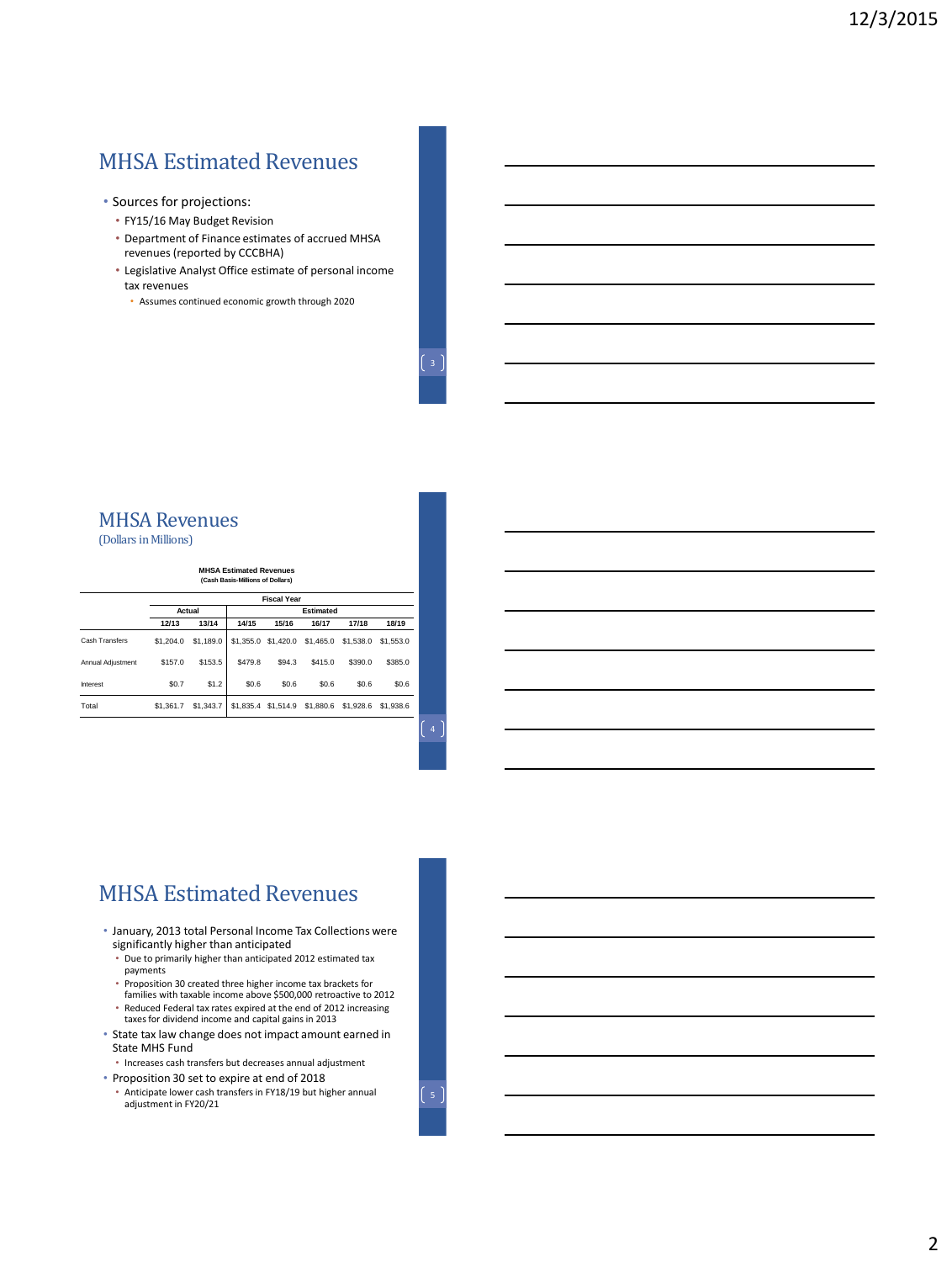## MHSA Estimated Revenues

- Sources for projections:
  - FY15/16 May Budget Revision
  - Department of Finance estimates of accrued MHSA revenues (reported by CCCBHA)
  - Legislative Analyst Office estimate of personal income tax revenues
    - Assumes continued economic growth through 2020

## MHSA Revenues

(Dollars in Millions)

**MHSA Estimated Revenues**
**(Cash Basis-Millions of Dollars)**

| | Fiscal Year | | | | | | |
|---|---|---|---|---|---|---|---|
| | Actual | | Estimated | | | | |
| | 12/13 | 13/14 | 14/15 | 15/16 | 16/17 | 17/18 | 18/19 |
| Cash Transfers | $1,204.0 | $1,189.0 | $1,355.0 | $1,420.0 | $1,465.0 | $1,538.0 | $1,553.0 |
| Annual Adjustment | $157.0 | $153.5 | $479.8 | $94.3 | $415.0 | $390.0 | $385.0 |
| Interest | $0.7 | $1.2 | $0.6 | $0.6 | $0.6 | $0.6 | $0.6 |
| Total | $1,361.7 | $1,343.7 | $1,835.4 | $1,514.9 | $1,880.6 | $1,928.6 | $1,938.6 |

## MHSA Estimated Revenues

- January, 2013 total Personal Income Tax Collections were significantly higher than anticipated
  - Due to primarily higher than anticipated 2012 estimated tax payments
  - Proposition 30 created three higher income tax brackets for families with taxable income above $500,000 retroactive to 2012
  - Reduced Federal tax rates expired at the end of 2012 increasing taxes for dividend income and capital gains in 2013
- State tax law change does not impact amount earned in State MHS Fund
  - Increases cash transfers but decreases annual adjustment
- Proposition 30 set to expire at end of 2018
  - Anticipate lower cash transfers in FY18/19 but higher annual adjustment in FY20/21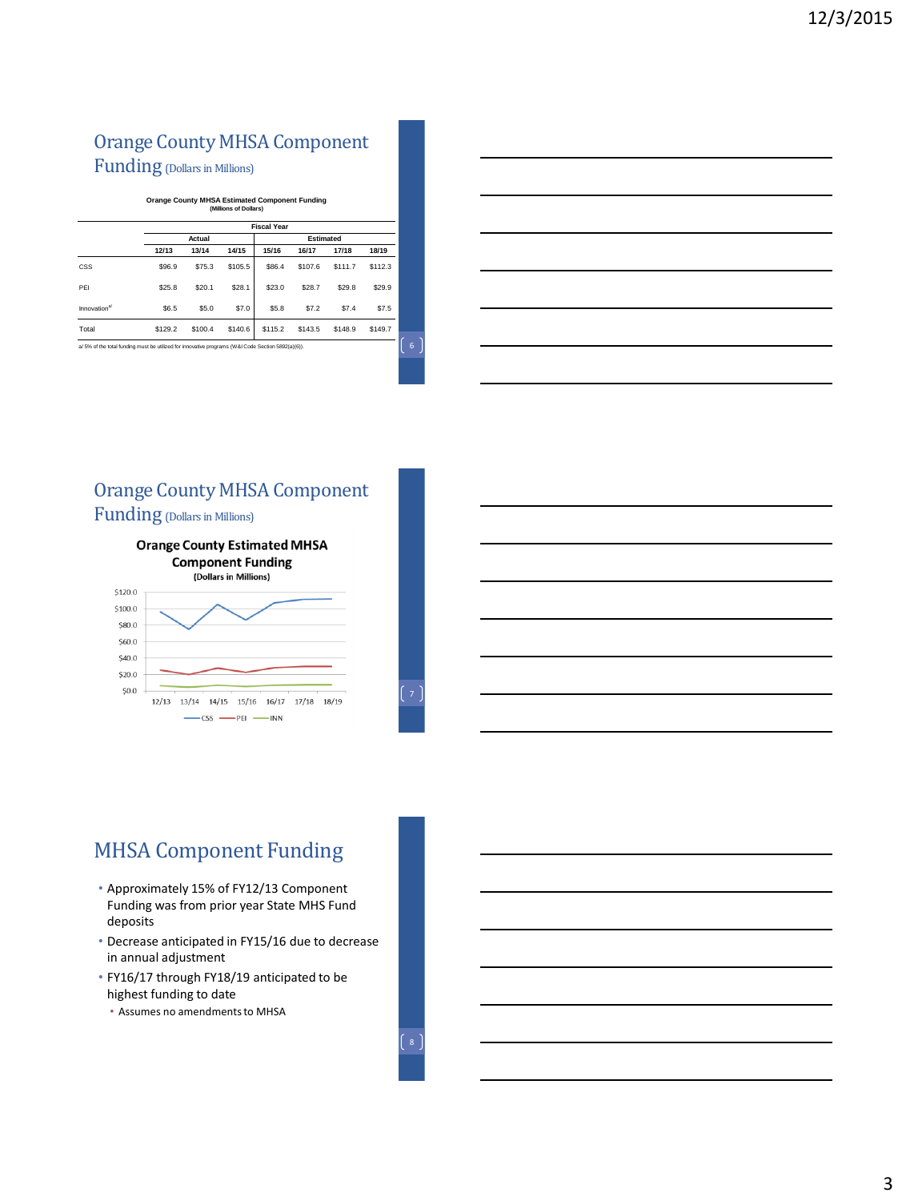# Orange County MHSA Component Funding (Dollars in Millions)

**Orange County MHSA Estimated Component Funding**
(Millions of Dollars)

| | Fiscal Year | | | | | | |
|---|---|---|---|---|---|---|---|
| | Actual | | | Estimated | | | |
| | 12/13 | 13/14 | 14/15 | 15/16 | 16/17 | 17/18 | 18/19 |
| CSS | $96.9 | $75.3 | $105.5 | $86.4 | $107.6 | $111.7 | $112.3 |
| PEI | $25.8 | $20.1 | $28.1 | $23.0 | $28.7 | $29.8 | $29.9 |
| Innovation[a] | $6.5 | $5.0 | $7.0 | $5.8 | $7.2 | $7.4 | $7.5 |
| Total | $129.2 | $100.4 | $140.6 | $115.2 | $143.5 | $148.9 | $149.7 |

a/ 5% of the total funding must be utilized for innovative programs (W&I Code Section 5892(a)(6)).

# Orange County MHSA Component Funding (Dollars in Millions)

**Orange County Estimated MHSA Component Funding**
(Dollars in Millions)

# MHSA Component Funding

- Approximately 15% of FY12/13 Component Funding was from prior year State MHS Fund deposits
- Decrease anticipated in FY15/16 due to decrease in annual adjustment
- FY16/17 through FY18/19 anticipated to be highest funding to date
  - Assumes no amendments to MHSA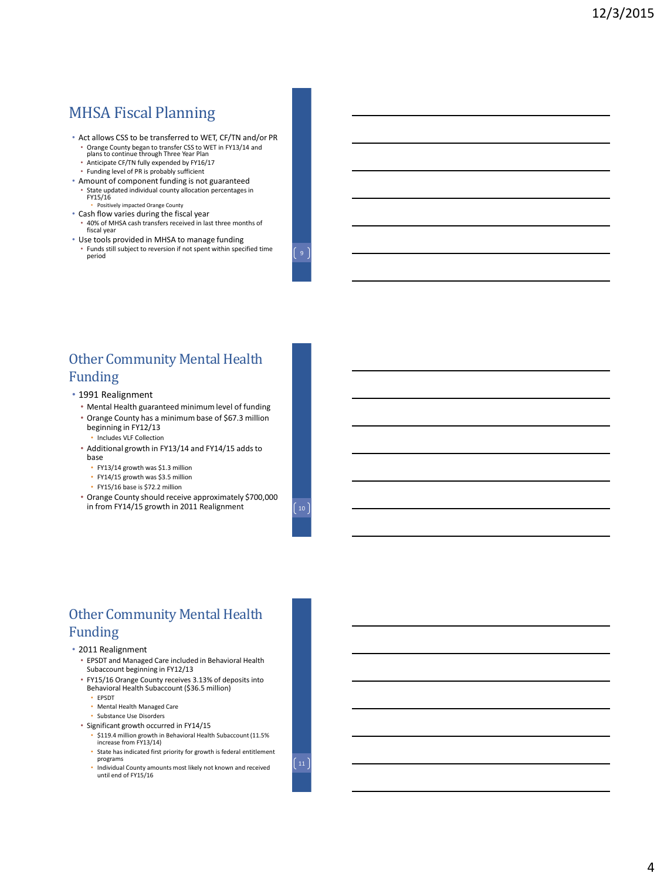## MHSA Fiscal Planning

- Act allows CSS to be transferred to WET, CF/TN and/or PR
  - Orange County began to transfer CSS to WET in FY13/14 and plans to continue through Three Year Plan
  - Anticipate CF/TN fully expended by FY16/17
  - Funding level of PR is probably sufficient
- Amount of component funding is not guaranteed
  - State updated individual county allocation percentages in FY15/16
    - Positively impacted Orange County
- Cash flow varies during the fiscal year
  - 40% of MHSA cash transfers received in last three months of fiscal year
- Use tools provided in MHSA to manage funding
  - Funds still subject to reversion if not spent within specified time period

## Other Community Mental Health Funding

- 1991 Realignment
  - Mental Health guaranteed minimum level of funding
  - Orange County has a minimum base of $67.3 million beginning in FY12/13
    - Includes VLF Collection
  - Additional growth in FY13/14 and FY14/15 adds to base
    - FY13/14 growth was $1.3 million
    - FY14/15 growth was $3.5 million
    - FY15/16 base is $72.2 million
  - Orange County should receive approximately $700,000 in from FY14/15 growth in 2011 Realignment

## Other Community Mental Health Funding

- 2011 Realignment
  - EPSDT and Managed Care included in Behavioral Health Subaccount beginning in FY12/13
  - FY15/16 Orange County receives 3.13% of deposits into Behavioral Health Subaccount ($36.5 million)
    - EPSDT
    - Mental Health Managed Care
    - Substance Use Disorders
  - Significant growth occurred in FY14/15
    - $119.4 million growth in Behavioral Health Subaccount (11.5% increase from FY13/14)
    - State has indicated first priority for growth is federal entitlement programs
    - Individual County amounts most likely not known and received until end of FY15/16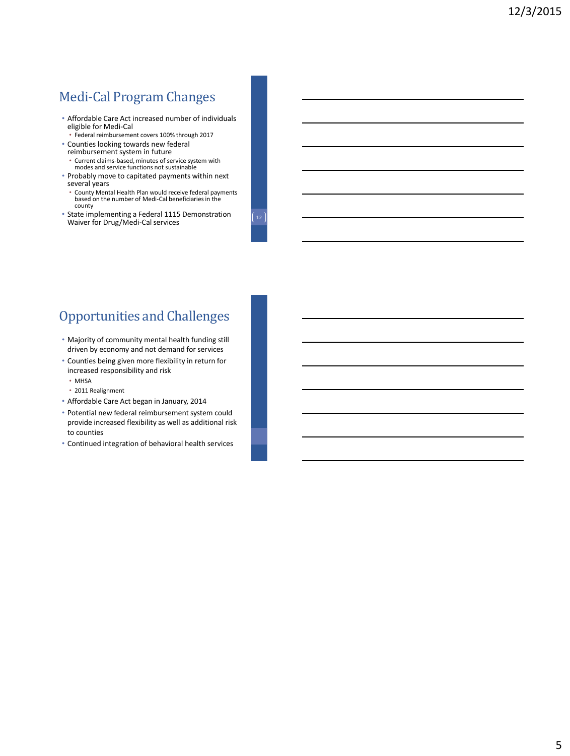## Medi-Cal Program Changes

- Affordable Care Act increased number of individuals eligible for Medi-Cal
  - Federal reimbursement covers 100% through 2017
- Counties looking towards new federal reimbursement system in future
  - Current claims-based, minutes of service system with modes and service functions not sustainable
- Probably move to capitated payments within next several years
  - County Mental Health Plan would receive federal payments based on the number of Medi-Cal beneficiaries in the county
- State implementing a Federal 1115 Demonstration Waiver for Drug/Medi-Cal services

## Opportunities and Challenges

- Majority of community mental health funding still driven by economy and not demand for services
- Counties being given more flexibility in return for increased responsibility and risk
  - MHSA
  - 2011 Realignment
- Affordable Care Act began in January, 2014
- Potential new federal reimbursement system could provide increased flexibility as well as additional risk to counties
- Continued integration of behavioral health services